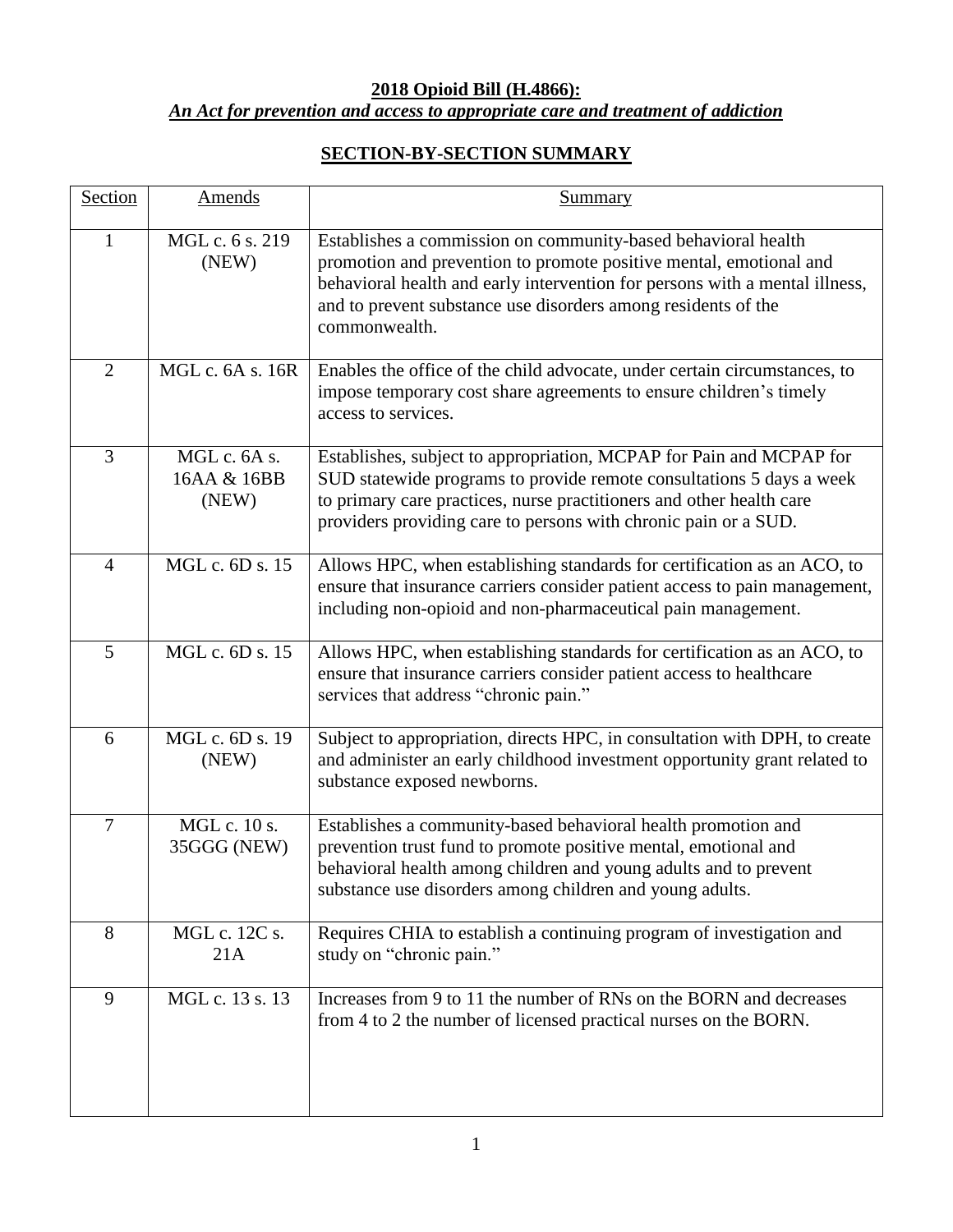**2018 Opioid Bill (H.4866):**
***An Act for prevention and access to appropriate care and treatment of addiction***

**SECTION-BY-SECTION SUMMARY**

| Section | Amends | Summary |
|---|---|---|
| 1 | MGL c. 6 s. 219 (NEW) | Establishes a commission on community-based behavioral health promotion and prevention to promote positive mental, emotional and behavioral health and early intervention for persons with a mental illness, and to prevent substance use disorders among residents of the commonwealth. |
| 2 | MGL c. 6A s. 16R | Enables the office of the child advocate, under certain circumstances, to impose temporary cost share agreements to ensure children's timely access to services. |
| 3 | MGL c. 6A s. 16AA & 16BB (NEW) | Establishes, subject to appropriation, MCPAP for Pain and MCPAP for SUD statewide programs to provide remote consultations 5 days a week to primary care practices, nurse practitioners and other health care providers providing care to persons with chronic pain or a SUD. |
| 4 | MGL c. 6D s. 15 | Allows HPC, when establishing standards for certification as an ACO, to ensure that insurance carriers consider patient access to pain management, including non-opioid and non-pharmaceutical pain management. |
| 5 | MGL c. 6D s. 15 | Allows HPC, when establishing standards for certification as an ACO, to ensure that insurance carriers consider patient access to healthcare services that address "chronic pain." |
| 6 | MGL c. 6D s. 19 (NEW) | Subject to appropriation, directs HPC, in consultation with DPH, to create and administer an early childhood investment opportunity grant related to substance exposed newborns. |
| 7 | MGL c. 10 s. 35GGG (NEW) | Establishes a community-based behavioral health promotion and prevention trust fund to promote positive mental, emotional and behavioral health among children and young adults and to prevent substance use disorders among children and young adults. |
| 8 | MGL c. 12C s. 21A | Requires CHIA to establish a continuing program of investigation and study on "chronic pain." |
| 9 | MGL c. 13 s. 13 | Increases from 9 to 11 the number of RNs on the BORN and decreases from 4 to 2 the number of licensed practical nurses on the BORN. |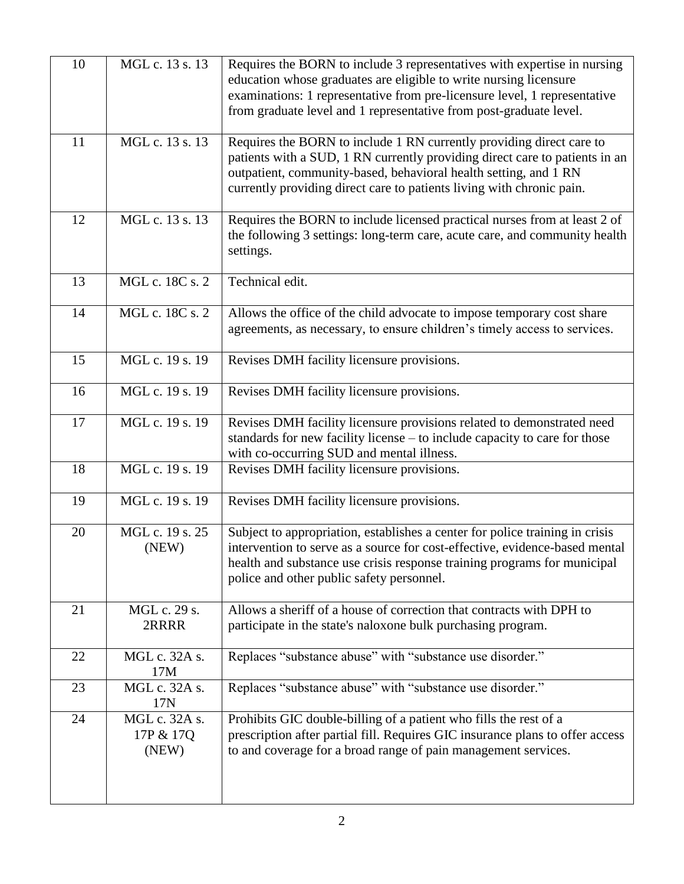| 10 | MGL c. 13 s. 13 | Requires the BORN to include 3 representatives with expertise in nursing education whose graduates are eligible to write nursing licensure examinations: 1 representative from pre-licensure level, 1 representative from graduate level and 1 representative from post-graduate level. |
|---|---|---|
| 11 | MGL c. 13 s. 13 | Requires the BORN to include 1 RN currently providing direct care to patients with a SUD, 1 RN currently providing direct care to patients in an outpatient, community-based, behavioral health setting, and 1 RN currently providing direct care to patients living with chronic pain. |
| 12 | MGL c. 13 s. 13 | Requires the BORN to include licensed practical nurses from at least 2 of the following 3 settings: long-term care, acute care, and community health settings. |
| 13 | MGL c. 18C s. 2 | Technical edit. |
| 14 | MGL c. 18C s. 2 | Allows the office of the child advocate to impose temporary cost share agreements, as necessary, to ensure children's timely access to services. |
| 15 | MGL c. 19 s. 19 | Revises DMH facility licensure provisions. |
| 16 | MGL c. 19 s. 19 | Revises DMH facility licensure provisions. |
| 17 | MGL c. 19 s. 19 | Revises DMH facility licensure provisions related to demonstrated need standards for new facility license – to include capacity to care for those with co-occurring SUD and mental illness. |
| 18 | MGL c. 19 s. 19 | Revises DMH facility licensure provisions. |
| 19 | MGL c. 19 s. 19 | Revises DMH facility licensure provisions. |
| 20 | MGL c. 19 s. 25 (NEW) | Subject to appropriation, establishes a center for police training in crisis intervention to serve as a source for cost-effective, evidence-based mental health and substance use crisis response training programs for municipal police and other public safety personnel. |
| 21 | MGL c. 29 s. 2RRRR | Allows a sheriff of a house of correction that contracts with DPH to participate in the state's naloxone bulk purchasing program. |
| 22 | MGL c. 32A s. 17M | Replaces "substance abuse" with "substance use disorder." |
| 23 | MGL c. 32A s. 17N | Replaces "substance abuse" with "substance use disorder." |
| 24 | MGL c. 32A s. 17P & 17Q (NEW) | Prohibits GIC double-billing of a patient who fills the rest of a prescription after partial fill. Requires GIC insurance plans to offer access to and coverage for a broad range of pain management services. |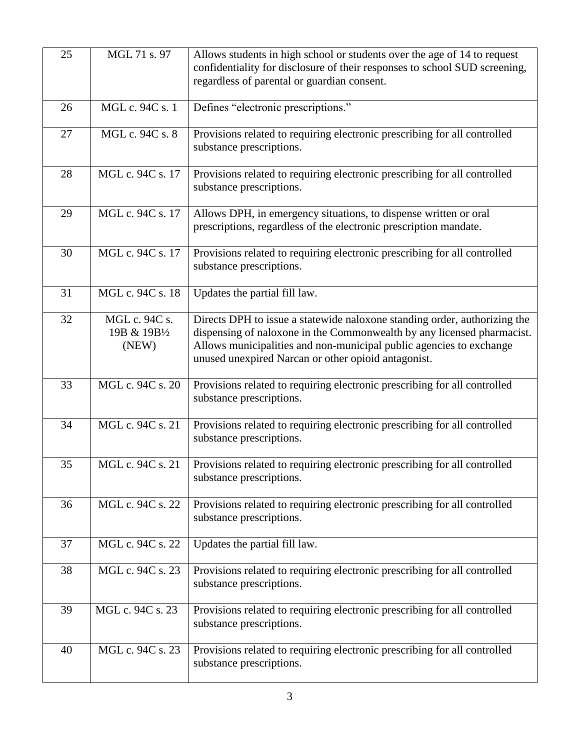| 25 | MGL 71 s. 97 | Allows students in high school or students over the age of 14 to request confidentiality for disclosure of their responses to school SUD screening, regardless of parental or guardian consent. |
|---|---|---|
| 26 | MGL c. 94C s. 1 | Defines "electronic prescriptions." |
| 27 | MGL c. 94C s. 8 | Provisions related to requiring electronic prescribing for all controlled substance prescriptions. |
| 28 | MGL c. 94C s. 17 | Provisions related to requiring electronic prescribing for all controlled substance prescriptions. |
| 29 | MGL c. 94C s. 17 | Allows DPH, in emergency situations, to dispense written or oral prescriptions, regardless of the electronic prescription mandate. |
| 30 | MGL c. 94C s. 17 | Provisions related to requiring electronic prescribing for all controlled substance prescriptions. |
| 31 | MGL c. 94C s. 18 | Updates the partial fill law. |
| 32 | MGL c. 94C s. 19B & 19B½ (NEW) | Directs DPH to issue a statewide naloxone standing order, authorizing the dispensing of naloxone in the Commonwealth by any licensed pharmacist. Allows municipalities and non-municipal public agencies to exchange unused unexpired Narcan or other opioid antagonist. |
| 33 | MGL c. 94C s. 20 | Provisions related to requiring electronic prescribing for all controlled substance prescriptions. |
| 34 | MGL c. 94C s. 21 | Provisions related to requiring electronic prescribing for all controlled substance prescriptions. |
| 35 | MGL c. 94C s. 21 | Provisions related to requiring electronic prescribing for all controlled substance prescriptions. |
| 36 | MGL c. 94C s. 22 | Provisions related to requiring electronic prescribing for all controlled substance prescriptions. |
| 37 | MGL c. 94C s. 22 | Updates the partial fill law. |
| 38 | MGL c. 94C s. 23 | Provisions related to requiring electronic prescribing for all controlled substance prescriptions. |
| 39 | MGL c. 94C s. 23 | Provisions related to requiring electronic prescribing for all controlled substance prescriptions. |
| 40 | MGL c. 94C s. 23 | Provisions related to requiring electronic prescribing for all controlled substance prescriptions. |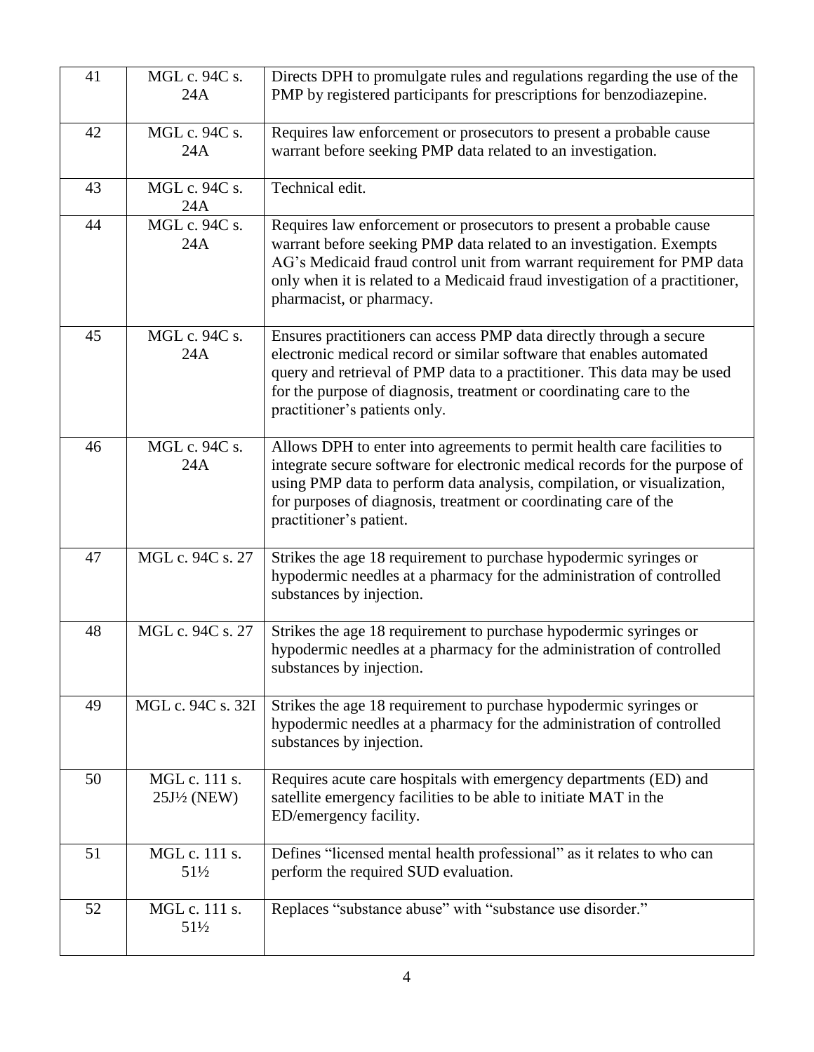| 41 | MGL c. 94C s. 24A | Directs DPH to promulgate rules and regulations regarding the use of the PMP by registered participants for prescriptions for benzodiazepine. |
|---|---|---|
| 42 | MGL c. 94C s. 24A | Requires law enforcement or prosecutors to present a probable cause warrant before seeking PMP data related to an investigation. |
| 43 | MGL c. 94C s. 24A | Technical edit. |
| 44 | MGL c. 94C s. 24A | Requires law enforcement or prosecutors to present a probable cause warrant before seeking PMP data related to an investigation. Exempts AG's Medicaid fraud control unit from warrant requirement for PMP data only when it is related to a Medicaid fraud investigation of a practitioner, pharmacist, or pharmacy. |
| 45 | MGL c. 94C s. 24A | Ensures practitioners can access PMP data directly through a secure electronic medical record or similar software that enables automated query and retrieval of PMP data to a practitioner. This data may be used for the purpose of diagnosis, treatment or coordinating care to the practitioner's patients only. |
| 46 | MGL c. 94C s. 24A | Allows DPH to enter into agreements to permit health care facilities to integrate secure software for electronic medical records for the purpose of using PMP data to perform data analysis, compilation, or visualization, for purposes of diagnosis, treatment or coordinating care of the practitioner's patient. |
| 47 | MGL c. 94C s. 27 | Strikes the age 18 requirement to purchase hypodermic syringes or hypodermic needles at a pharmacy for the administration of controlled substances by injection. |
| 48 | MGL c. 94C s. 27 | Strikes the age 18 requirement to purchase hypodermic syringes or hypodermic needles at a pharmacy for the administration of controlled substances by injection. |
| 49 | MGL c. 94C s. 32I | Strikes the age 18 requirement to purchase hypodermic syringes or hypodermic needles at a pharmacy for the administration of controlled substances by injection. |
| 50 | MGL c. 111 s. 25J½ (NEW) | Requires acute care hospitals with emergency departments (ED) and satellite emergency facilities to be able to initiate MAT in the ED/emergency facility. |
| 51 | MGL c. 111 s. 51½ | Defines "licensed mental health professional" as it relates to who can perform the required SUD evaluation. |
| 52 | MGL c. 111 s. 51½ | Replaces "substance abuse" with "substance use disorder." |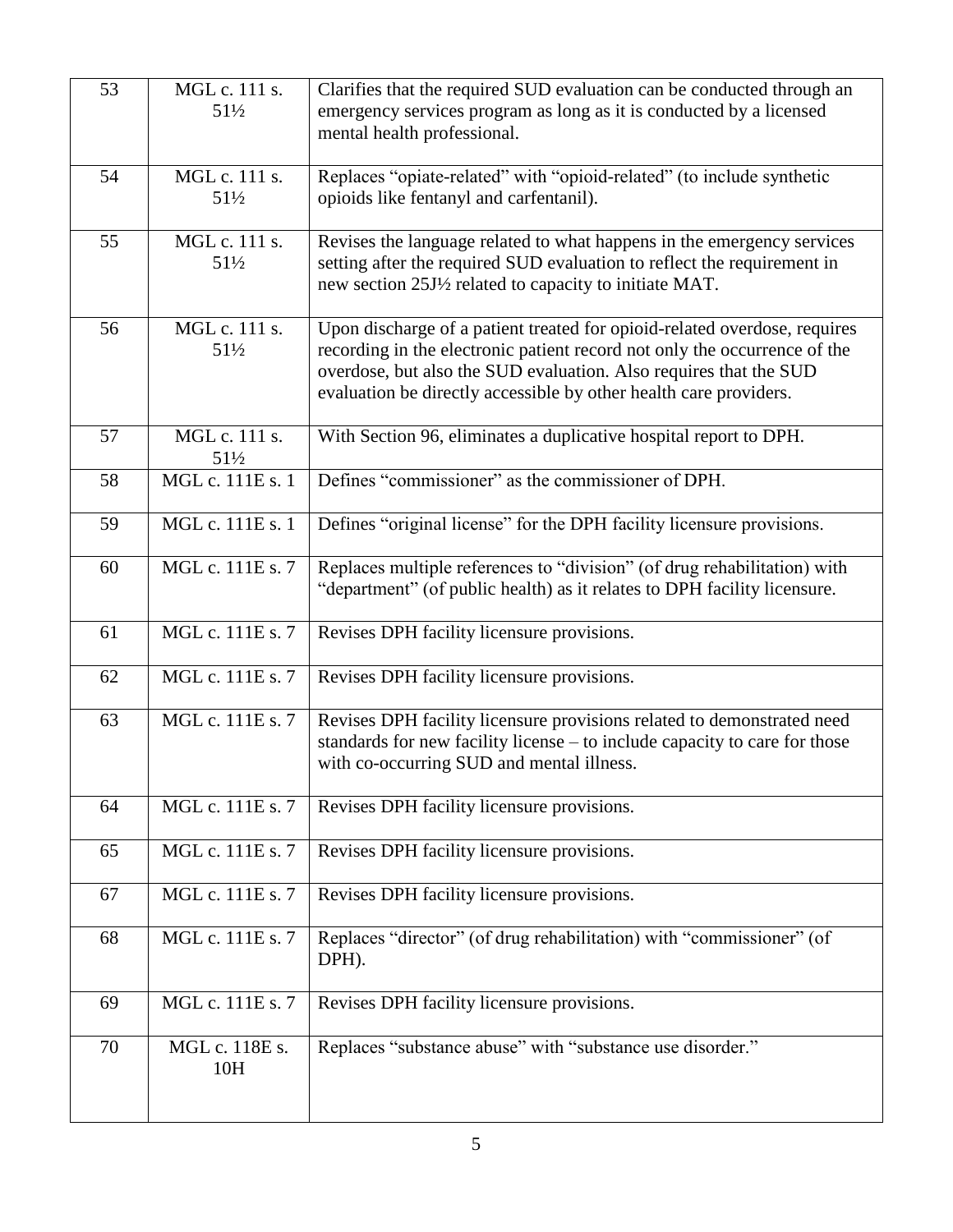| | | |
|---|---|---|
| 53 | MGL c. 111 s. 51½ | Clarifies that the required SUD evaluation can be conducted through an emergency services program as long as it is conducted by a licensed mental health professional. |
| 54 | MGL c. 111 s. 51½ | Replaces "opiate-related" with "opioid-related" (to include synthetic opioids like fentanyl and carfentanil). |
| 55 | MGL c. 111 s. 51½ | Revises the language related to what happens in the emergency services setting after the required SUD evaluation to reflect the requirement in new section 25J½ related to capacity to initiate MAT. |
| 56 | MGL c. 111 s. 51½ | Upon discharge of a patient treated for opioid-related overdose, requires recording in the electronic patient record not only the occurrence of the overdose, but also the SUD evaluation. Also requires that the SUD evaluation be directly accessible by other health care providers. |
| 57 | MGL c. 111 s. 51½ | With Section 96, eliminates a duplicative hospital report to DPH. |
| 58 | MGL c. 111E s. 1 | Defines "commissioner" as the commissioner of DPH. |
| 59 | MGL c. 111E s. 1 | Defines "original license" for the DPH facility licensure provisions. |
| 60 | MGL c. 111E s. 7 | Replaces multiple references to "division" (of drug rehabilitation) with "department" (of public health) as it relates to DPH facility licensure. |
| 61 | MGL c. 111E s. 7 | Revises DPH facility licensure provisions. |
| 62 | MGL c. 111E s. 7 | Revises DPH facility licensure provisions. |
| 63 | MGL c. 111E s. 7 | Revises DPH facility licensure provisions related to demonstrated need standards for new facility license – to include capacity to care for those with co-occurring SUD and mental illness. |
| 64 | MGL c. 111E s. 7 | Revises DPH facility licensure provisions. |
| 65 | MGL c. 111E s. 7 | Revises DPH facility licensure provisions. |
| 67 | MGL c. 111E s. 7 | Revises DPH facility licensure provisions. |
| 68 | MGL c. 111E s. 7 | Replaces "director" (of drug rehabilitation) with "commissioner" (of DPH). |
| 69 | MGL c. 111E s. 7 | Revises DPH facility licensure provisions. |
| 70 | MGL c. 118E s. 10H | Replaces "substance abuse" with "substance use disorder." |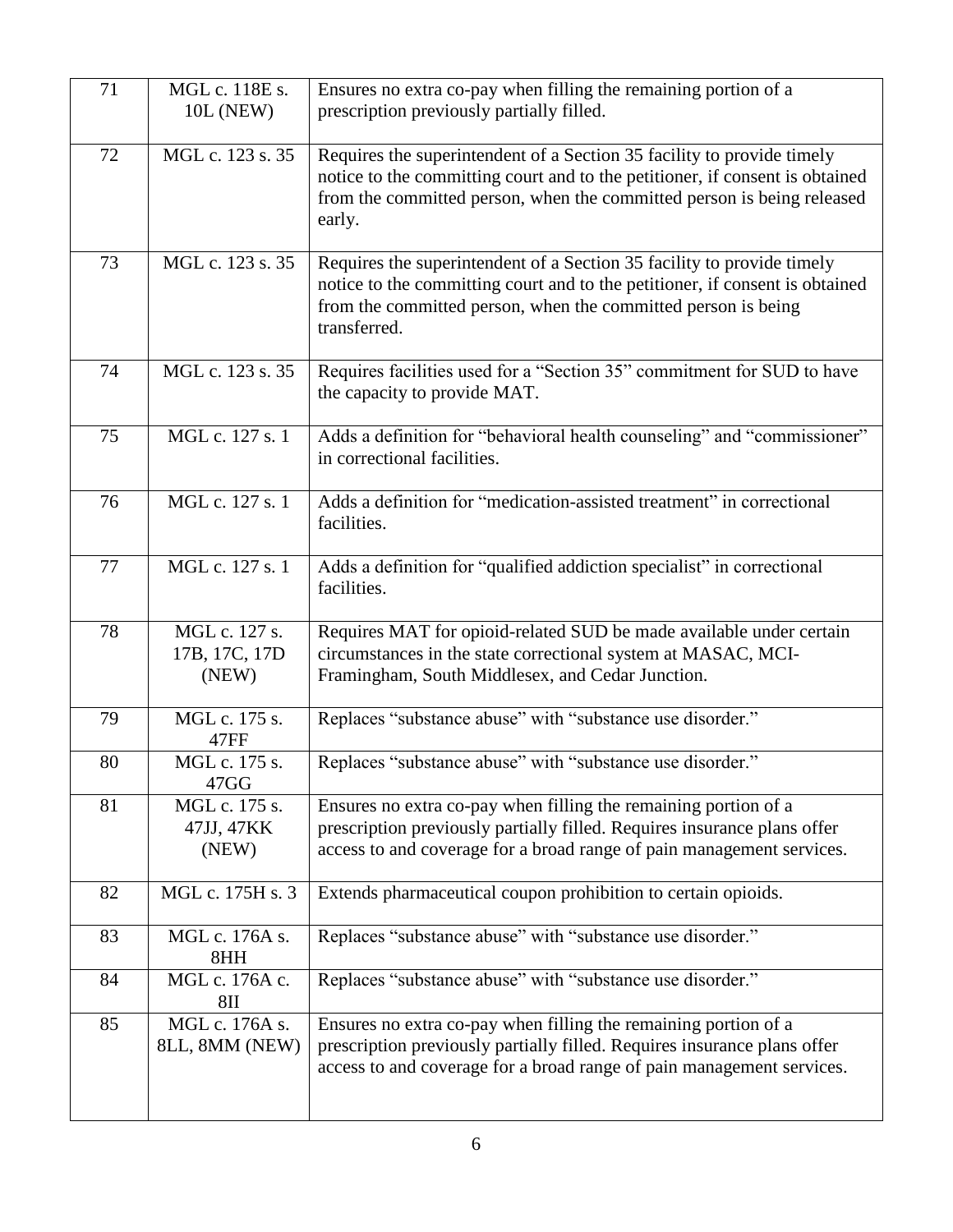| | | |
|---|---|---|
| 71 | MGL c. 118E s. 10L (NEW) | Ensures no extra co-pay when filling the remaining portion of a prescription previously partially filled. |
| 72 | MGL c. 123 s. 35 | Requires the superintendent of a Section 35 facility to provide timely notice to the committing court and to the petitioner, if consent is obtained from the committed person, when the committed person is being released early. |
| 73 | MGL c. 123 s. 35 | Requires the superintendent of a Section 35 facility to provide timely notice to the committing court and to the petitioner, if consent is obtained from the committed person, when the committed person is being transferred. |
| 74 | MGL c. 123 s. 35 | Requires facilities used for a "Section 35" commitment for SUD to have the capacity to provide MAT. |
| 75 | MGL c. 127 s. 1 | Adds a definition for "behavioral health counseling" and "commissioner" in correctional facilities. |
| 76 | MGL c. 127 s. 1 | Adds a definition for "medication-assisted treatment" in correctional facilities. |
| 77 | MGL c. 127 s. 1 | Adds a definition for "qualified addiction specialist" in correctional facilities. |
| 78 | MGL c. 127 s. 17B, 17C, 17D (NEW) | Requires MAT for opioid-related SUD be made available under certain circumstances in the state correctional system at MASAC, MCI-Framingham, South Middlesex, and Cedar Junction. |
| 79 | MGL c. 175 s. 47FF | Replaces "substance abuse" with "substance use disorder." |
| 80 | MGL c. 175 s. 47GG | Replaces "substance abuse" with "substance use disorder." |
| 81 | MGL c. 175 s. 47JJ, 47KK (NEW) | Ensures no extra co-pay when filling the remaining portion of a prescription previously partially filled. Requires insurance plans offer access to and coverage for a broad range of pain management services. |
| 82 | MGL c. 175H s. 3 | Extends pharmaceutical coupon prohibition to certain opioids. |
| 83 | MGL c. 176A s. 8HH | Replaces "substance abuse" with "substance use disorder." |
| 84 | MGL c. 176A c. 8II | Replaces "substance abuse" with "substance use disorder." |
| 85 | MGL c. 176A s. 8LL, 8MM (NEW) | Ensures no extra co-pay when filling the remaining portion of a prescription previously partially filled. Requires insurance plans offer access to and coverage for a broad range of pain management services. |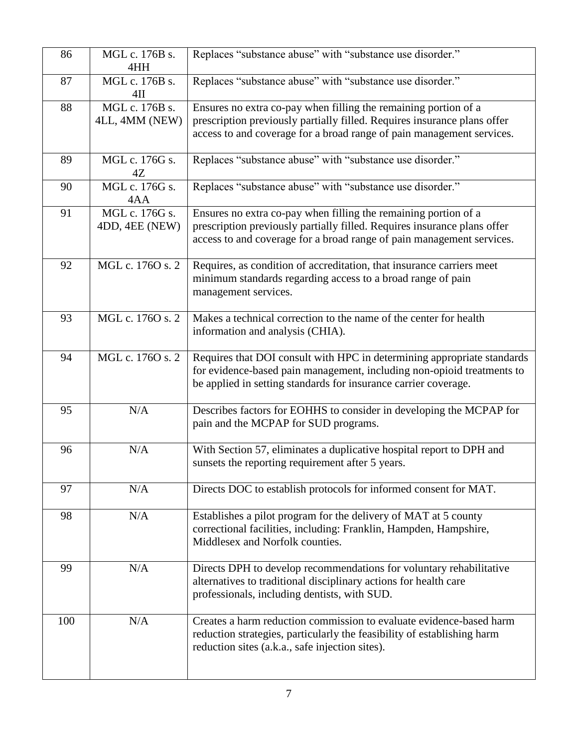| 86 | MGL c. 176B s. 4HH | Replaces “substance abuse” with “substance use disorder.” |
|---|---|---|
| 87 | MGL c. 176B s. 4II | Replaces “substance abuse” with “substance use disorder.” |
| 88 | MGL c. 176B s. 4LL, 4MM (NEW) | Ensures no extra co-pay when filling the remaining portion of a prescription previously partially filled. Requires insurance plans offer access to and coverage for a broad range of pain management services. |
| 89 | MGL c. 176G s. 4Z | Replaces “substance abuse” with “substance use disorder.” |
| 90 | MGL c. 176G s. 4AA | Replaces “substance abuse” with “substance use disorder.” |
| 91 | MGL c. 176G s. 4DD, 4EE (NEW) | Ensures no extra co-pay when filling the remaining portion of a prescription previously partially filled. Requires insurance plans offer access to and coverage for a broad range of pain management services. |
| 92 | MGL c. 176O s. 2 | Requires, as condition of accreditation, that insurance carriers meet minimum standards regarding access to a broad range of pain management services. |
| 93 | MGL c. 176O s. 2 | Makes a technical correction to the name of the center for health information and analysis (CHIA). |
| 94 | MGL c. 176O s. 2 | Requires that DOI consult with HPC in determining appropriate standards for evidence-based pain management, including non-opioid treatments to be applied in setting standards for insurance carrier coverage. |
| 95 | N/A | Describes factors for EOHHS to consider in developing the MCPAP for pain and the MCPAP for SUD programs. |
| 96 | N/A | With Section 57, eliminates a duplicative hospital report to DPH and sunsets the reporting requirement after 5 years. |
| 97 | N/A | Directs DOC to establish protocols for informed consent for MAT. |
| 98 | N/A | Establishes a pilot program for the delivery of MAT at 5 county correctional facilities, including: Franklin, Hampden, Hampshire, Middlesex and Norfolk counties. |
| 99 | N/A | Directs DPH to develop recommendations for voluntary rehabilitative alternatives to traditional disciplinary actions for health care professionals, including dentists, with SUD. |
| 100 | N/A | Creates a harm reduction commission to evaluate evidence-based harm reduction strategies, particularly the feasibility of establishing harm reduction sites (a.k.a., safe injection sites). |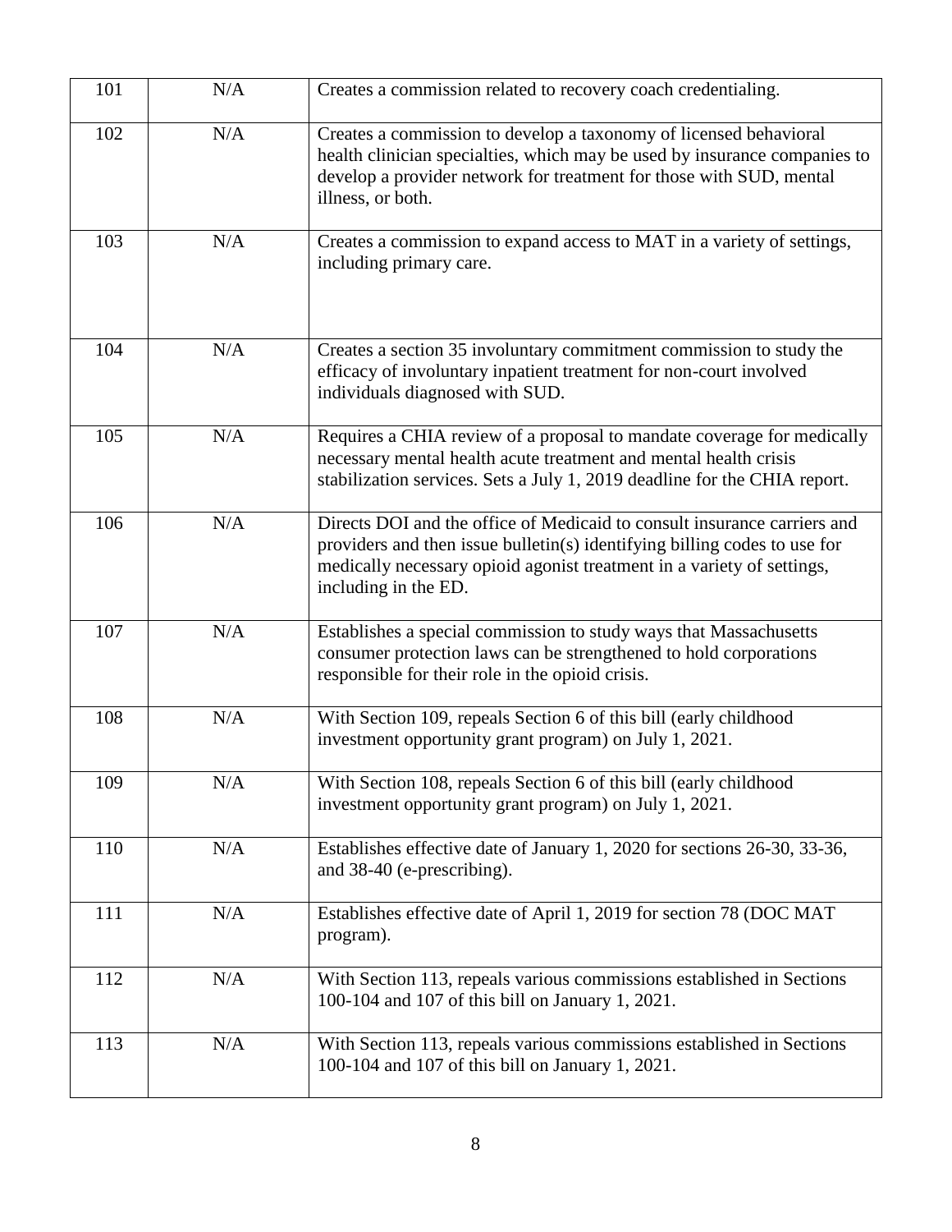| | | |
|---|---|---|
| 101 | N/A | Creates a commission related to recovery coach credentialing. |
| 102 | N/A | Creates a commission to develop a taxonomy of licensed behavioral health clinician specialties, which may be used by insurance companies to develop a provider network for treatment for those with SUD, mental illness, or both. |
| 103 | N/A | Creates a commission to expand access to MAT in a variety of settings, including primary care. |
| 104 | N/A | Creates a section 35 involuntary commitment commission to study the efficacy of involuntary inpatient treatment for non-court involved individuals diagnosed with SUD. |
| 105 | N/A | Requires a CHIA review of a proposal to mandate coverage for medically necessary mental health acute treatment and mental health crisis stabilization services. Sets a July 1, 2019 deadline for the CHIA report. |
| 106 | N/A | Directs DOI and the office of Medicaid to consult insurance carriers and providers and then issue bulletin(s) identifying billing codes to use for medically necessary opioid agonist treatment in a variety of settings, including in the ED. |
| 107 | N/A | Establishes a special commission to study ways that Massachusetts consumer protection laws can be strengthened to hold corporations responsible for their role in the opioid crisis. |
| 108 | N/A | With Section 109, repeals Section 6 of this bill (early childhood investment opportunity grant program) on July 1, 2021. |
| 109 | N/A | With Section 108, repeals Section 6 of this bill (early childhood investment opportunity grant program) on July 1, 2021. |
| 110 | N/A | Establishes effective date of January 1, 2020 for sections 26-30, 33-36, and 38-40 (e-prescribing). |
| 111 | N/A | Establishes effective date of April 1, 2019 for section 78 (DOC MAT program). |
| 112 | N/A | With Section 113, repeals various commissions established in Sections 100-104 and 107 of this bill on January 1, 2021. |
| 113 | N/A | With Section 113, repeals various commissions established in Sections 100-104 and 107 of this bill on January 1, 2021. |